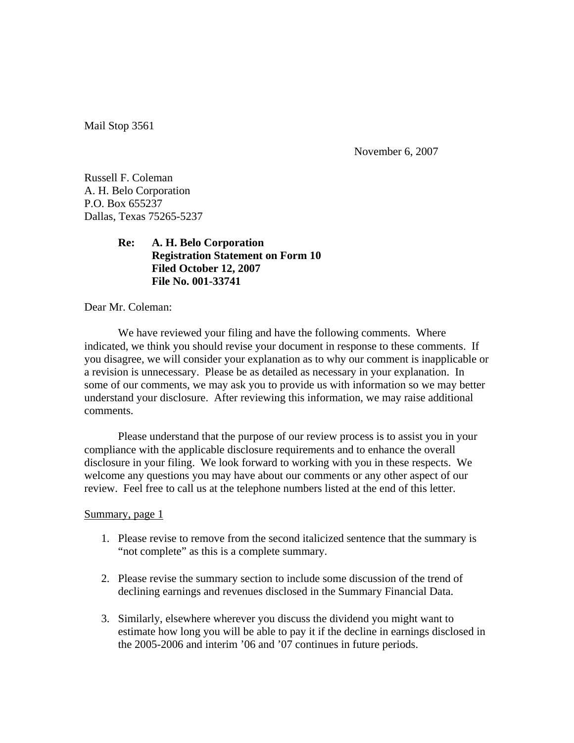Mail Stop 3561

November 6, 2007

Russell F. Coleman
A. H. Belo Corporation
P.O. Box 655237
Dallas, Texas 75265-5237

**Re: A. H. Belo Corporation**
**Registration Statement on Form 10**
**Filed October 12, 2007**
**File No. 001-33741**

Dear Mr. Coleman:

We have reviewed your filing and have the following comments. Where indicated, we think you should revise your document in response to these comments. If you disagree, we will consider your explanation as to why our comment is inapplicable or a revision is unnecessary. Please be as detailed as necessary in your explanation. In some of our comments, we may ask you to provide us with information so we may better understand your disclosure. After reviewing this information, we may raise additional comments.

Please understand that the purpose of our review process is to assist you in your compliance with the applicable disclosure requirements and to enhance the overall disclosure in your filing. We look forward to working with you in these respects. We welcome any questions you may have about our comments or any other aspect of our review. Feel free to call us at the telephone numbers listed at the end of this letter.

<u>Summary, page 1</u>

1. Please revise to remove from the second italicized sentence that the summary is "not complete" as this is a complete summary.

2. Please revise the summary section to include some discussion of the trend of declining earnings and revenues disclosed in the Summary Financial Data.

3. Similarly, elsewhere wherever you discuss the dividend you might want to estimate how long you will be able to pay it if the decline in earnings disclosed in the 2005-2006 and interim '06 and '07 continues in future periods.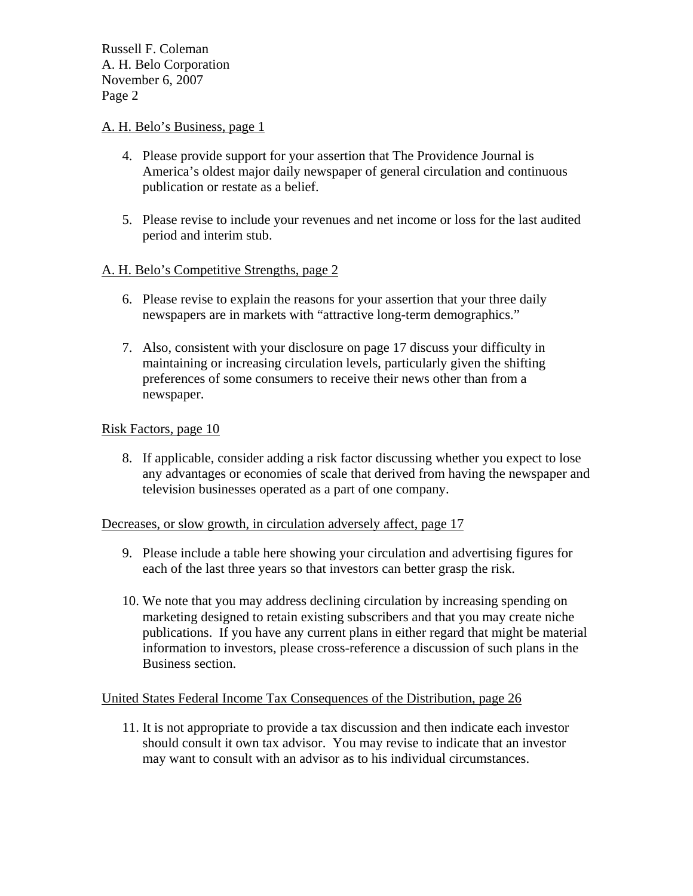A. H. Belo's Business, page 1

4. Please provide support for your assertion that The Providence Journal is America's oldest major daily newspaper of general circulation and continuous publication or restate as a belief.

5. Please revise to include your revenues and net income or loss for the last audited period and interim stub.

A. H. Belo's Competitive Strengths, page 2

6. Please revise to explain the reasons for your assertion that your three daily newspapers are in markets with "attractive long-term demographics."

7. Also, consistent with your disclosure on page 17 discuss your difficulty in maintaining or increasing circulation levels, particularly given the shifting preferences of some consumers to receive their news other than from a newspaper.

Risk Factors, page 10

8. If applicable, consider adding a risk factor discussing whether you expect to lose any advantages or economies of scale that derived from having the newspaper and television businesses operated as a part of one company.

Decreases, or slow growth, in circulation adversely affect, page 17

9. Please include a table here showing your circulation and advertising figures for each of the last three years so that investors can better grasp the risk.

10. We note that you may address declining circulation by increasing spending on marketing designed to retain existing subscribers and that you may create niche publications. If you have any current plans in either regard that might be material information to investors, please cross-reference a discussion of such plans in the Business section.

United States Federal Income Tax Consequences of the Distribution, page 26

11. It is not appropriate to provide a tax discussion and then indicate each investor should consult it own tax advisor. You may revise to indicate that an investor may want to consult with an advisor as to his individual circumstances.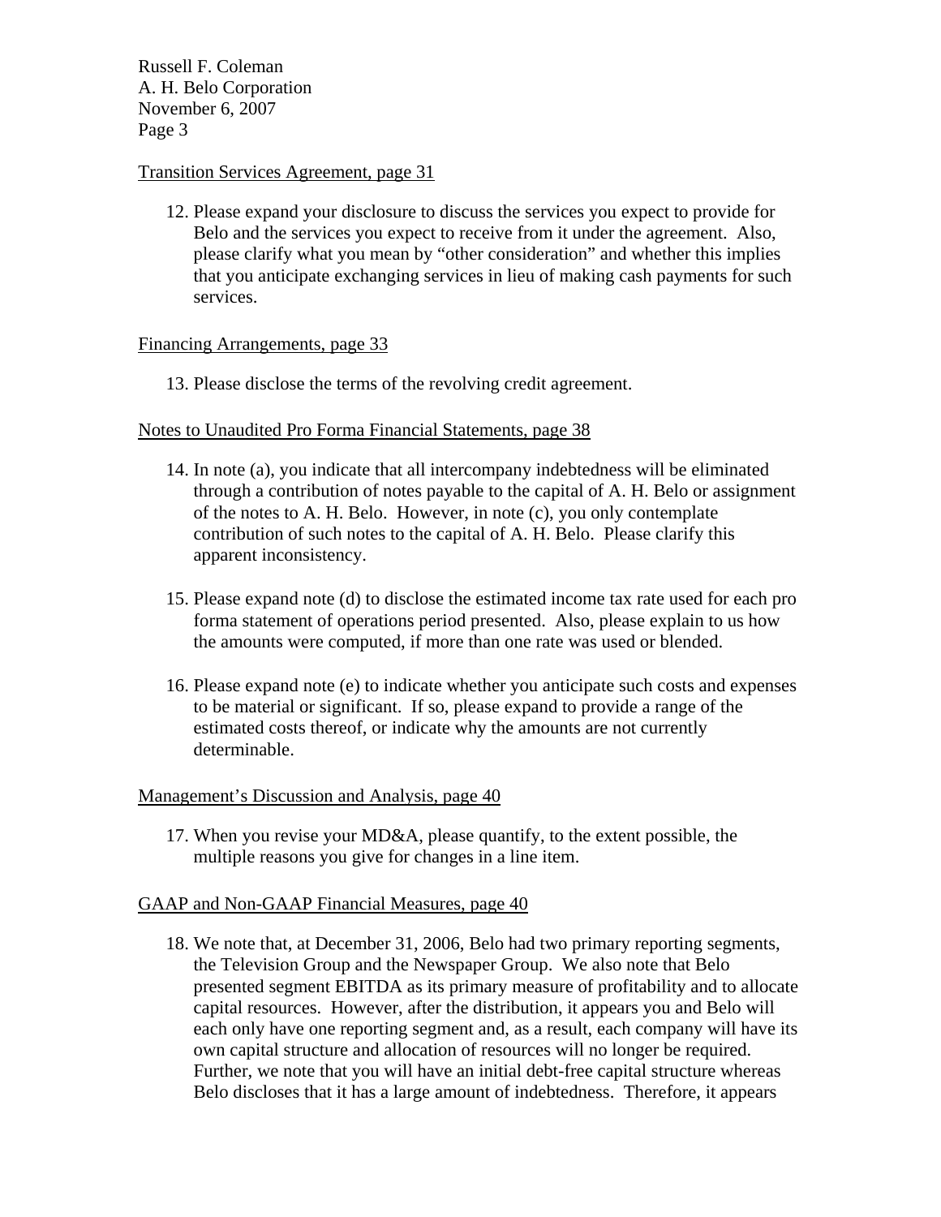Transition Services Agreement, page 31

12. Please expand your disclosure to discuss the services you expect to provide for Belo and the services you expect to receive from it under the agreement. Also, please clarify what you mean by "other consideration" and whether this implies that you anticipate exchanging services in lieu of making cash payments for such services.

Financing Arrangements, page 33

13. Please disclose the terms of the revolving credit agreement.

Notes to Unaudited Pro Forma Financial Statements, page 38

14. In note (a), you indicate that all intercompany indebtedness will be eliminated through a contribution of notes payable to the capital of A. H. Belo or assignment of the notes to A. H. Belo. However, in note (c), you only contemplate contribution of such notes to the capital of A. H. Belo. Please clarify this apparent inconsistency.

15. Please expand note (d) to disclose the estimated income tax rate used for each pro forma statement of operations period presented. Also, please explain to us how the amounts were computed, if more than one rate was used or blended.

16. Please expand note (e) to indicate whether you anticipate such costs and expenses to be material or significant. If so, please expand to provide a range of the estimated costs thereof, or indicate why the amounts are not currently determinable.

Management's Discussion and Analysis, page 40

17. When you revise your MD&A, please quantify, to the extent possible, the multiple reasons you give for changes in a line item.

GAAP and Non-GAAP Financial Measures, page 40

18. We note that, at December 31, 2006, Belo had two primary reporting segments, the Television Group and the Newspaper Group. We also note that Belo presented segment EBITDA as its primary measure of profitability and to allocate capital resources. However, after the distribution, it appears you and Belo will each only have one reporting segment and, as a result, each company will have its own capital structure and allocation of resources will no longer be required. Further, we note that you will have an initial debt-free capital structure whereas Belo discloses that it has a large amount of indebtedness. Therefore, it appears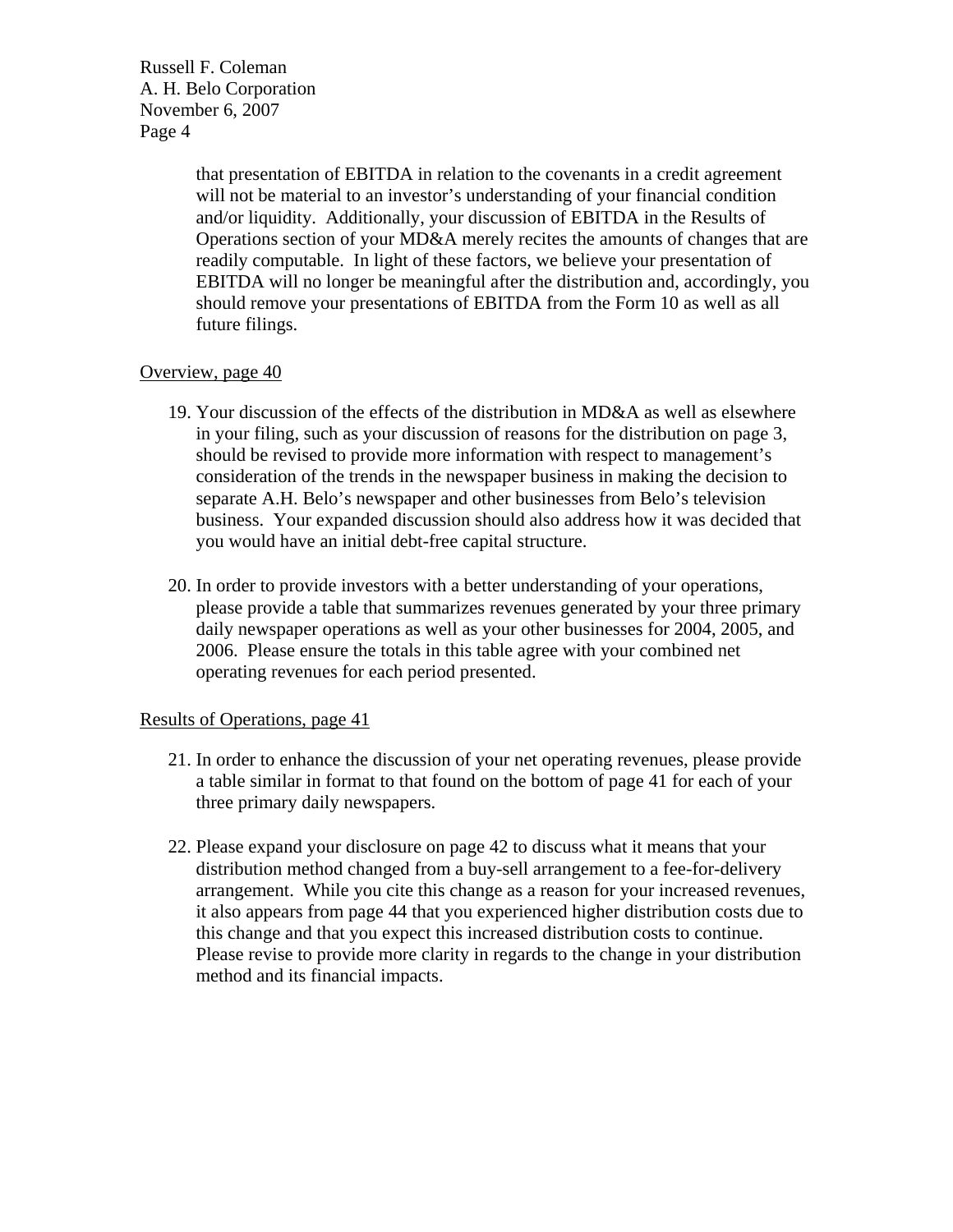that presentation of EBITDA in relation to the covenants in a credit agreement will not be material to an investor's understanding of your financial condition and/or liquidity. Additionally, your discussion of EBITDA in the Results of Operations section of your MD&A merely recites the amounts of changes that are readily computable. In light of these factors, we believe your presentation of EBITDA will no longer be meaningful after the distribution and, accordingly, you should remove your presentations of EBITDA from the Form 10 as well as all future filings.

Overview, page 40

19. Your discussion of the effects of the distribution in MD&A as well as elsewhere in your filing, such as your discussion of reasons for the distribution on page 3, should be revised to provide more information with respect to management's consideration of the trends in the newspaper business in making the decision to separate A.H. Belo's newspaper and other businesses from Belo's television business. Your expanded discussion should also address how it was decided that you would have an initial debt-free capital structure.

20. In order to provide investors with a better understanding of your operations, please provide a table that summarizes revenues generated by your three primary daily newspaper operations as well as your other businesses for 2004, 2005, and 2006. Please ensure the totals in this table agree with your combined net operating revenues for each period presented.

Results of Operations, page 41

21. In order to enhance the discussion of your net operating revenues, please provide a table similar in format to that found on the bottom of page 41 for each of your three primary daily newspapers.

22. Please expand your disclosure on page 42 to discuss what it means that your distribution method changed from a buy-sell arrangement to a fee-for-delivery arrangement. While you cite this change as a reason for your increased revenues, it also appears from page 44 that you experienced higher distribution costs due to this change and that you expect this increased distribution costs to continue. Please revise to provide more clarity in regards to the change in your distribution method and its financial impacts.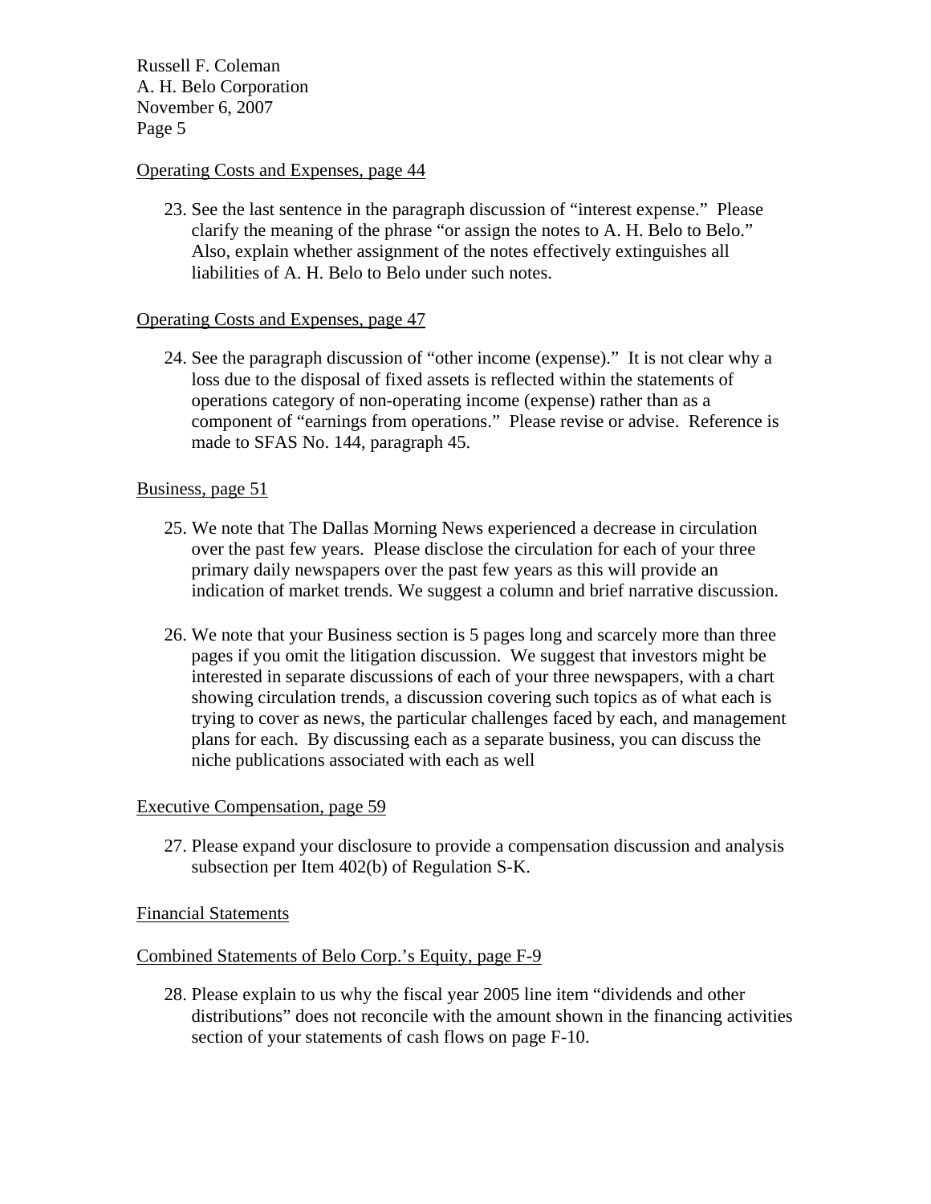Operating Costs and Expenses, page 44

23. See the last sentence in the paragraph discussion of "interest expense." Please clarify the meaning of the phrase "or assign the notes to A. H. Belo to Belo." Also, explain whether assignment of the notes effectively extinguishes all liabilities of A. H. Belo to Belo under such notes.

Operating Costs and Expenses, page 47

24. See the paragraph discussion of "other income (expense)." It is not clear why a loss due to the disposal of fixed assets is reflected within the statements of operations category of non-operating income (expense) rather than as a component of "earnings from operations." Please revise or advise. Reference is made to SFAS No. 144, paragraph 45.

Business, page 51

25. We note that The Dallas Morning News experienced a decrease in circulation over the past few years. Please disclose the circulation for each of your three primary daily newspapers over the past few years as this will provide an indication of market trends. We suggest a column and brief narrative discussion.

26. We note that your Business section is 5 pages long and scarcely more than three pages if you omit the litigation discussion. We suggest that investors might be interested in separate discussions of each of your three newspapers, with a chart showing circulation trends, a discussion covering such topics as of what each is trying to cover as news, the particular challenges faced by each, and management plans for each. By discussing each as a separate business, you can discuss the niche publications associated with each as well

Executive Compensation, page 59

27. Please expand your disclosure to provide a compensation discussion and analysis subsection per Item 402(b) of Regulation S-K.

Financial Statements

Combined Statements of Belo Corp.'s Equity, page F-9

28. Please explain to us why the fiscal year 2005 line item "dividends and other distributions" does not reconcile with the amount shown in the financing activities section of your statements of cash flows on page F-10.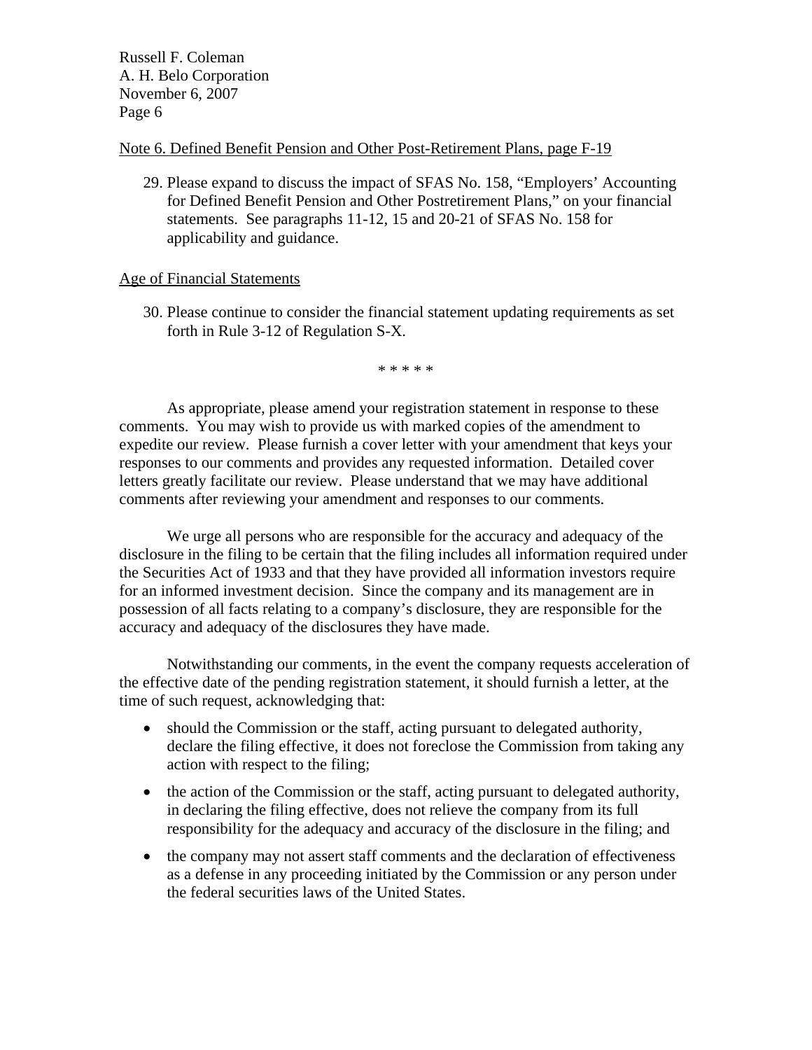Note 6. Defined Benefit Pension and Other Post-Retirement Plans, page F-19

29. Please expand to discuss the impact of SFAS No. 158, "Employers' Accounting for Defined Benefit Pension and Other Postretirement Plans," on your financial statements. See paragraphs 11-12, 15 and 20-21 of SFAS No. 158 for applicability and guidance.

Age of Financial Statements

30. Please continue to consider the financial statement updating requirements as set forth in Rule 3-12 of Regulation S-X.

\* \* \* \* \*

As appropriate, please amend your registration statement in response to these comments. You may wish to provide us with marked copies of the amendment to expedite our review. Please furnish a cover letter with your amendment that keys your responses to our comments and provides any requested information. Detailed cover letters greatly facilitate our review. Please understand that we may have additional comments after reviewing your amendment and responses to our comments.

We urge all persons who are responsible for the accuracy and adequacy of the disclosure in the filing to be certain that the filing includes all information required under the Securities Act of 1933 and that they have provided all information investors require for an informed investment decision. Since the company and its management are in possession of all facts relating to a company's disclosure, they are responsible for the accuracy and adequacy of the disclosures they have made.

Notwithstanding our comments, in the event the company requests acceleration of the effective date of the pending registration statement, it should furnish a letter, at the time of such request, acknowledging that:

- should the Commission or the staff, acting pursuant to delegated authority, declare the filing effective, it does not foreclose the Commission from taking any action with respect to the filing;
- the action of the Commission or the staff, acting pursuant to delegated authority, in declaring the filing effective, does not relieve the company from its full responsibility for the adequacy and accuracy of the disclosure in the filing; and
- the company may not assert staff comments and the declaration of effectiveness as a defense in any proceeding initiated by the Commission or any person under the federal securities laws of the United States.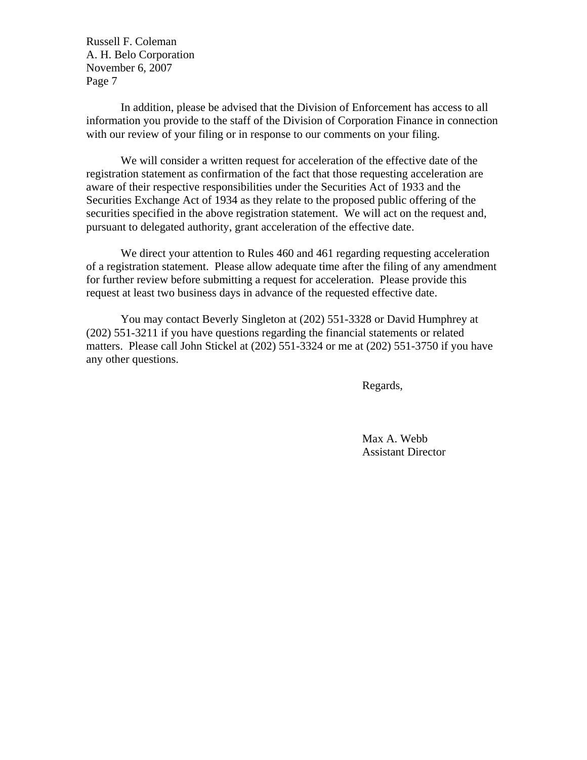In addition, please be advised that the Division of Enforcement has access to all information you provide to the staff of the Division of Corporation Finance in connection with our review of your filing or in response to our comments on your filing.

We will consider a written request for acceleration of the effective date of the registration statement as confirmation of the fact that those requesting acceleration are aware of their respective responsibilities under the Securities Act of 1933 and the Securities Exchange Act of 1934 as they relate to the proposed public offering of the securities specified in the above registration statement. We will act on the request and, pursuant to delegated authority, grant acceleration of the effective date.

We direct your attention to Rules 460 and 461 regarding requesting acceleration of a registration statement. Please allow adequate time after the filing of any amendment for further review before submitting a request for acceleration. Please provide this request at least two business days in advance of the requested effective date.

You may contact Beverly Singleton at (202) 551-3328 or David Humphrey at (202) 551-3211 if you have questions regarding the financial statements or related matters. Please call John Stickel at (202) 551-3324 or me at (202) 551-3750 if you have any other questions.

Regards,

Max A. Webb
Assistant Director